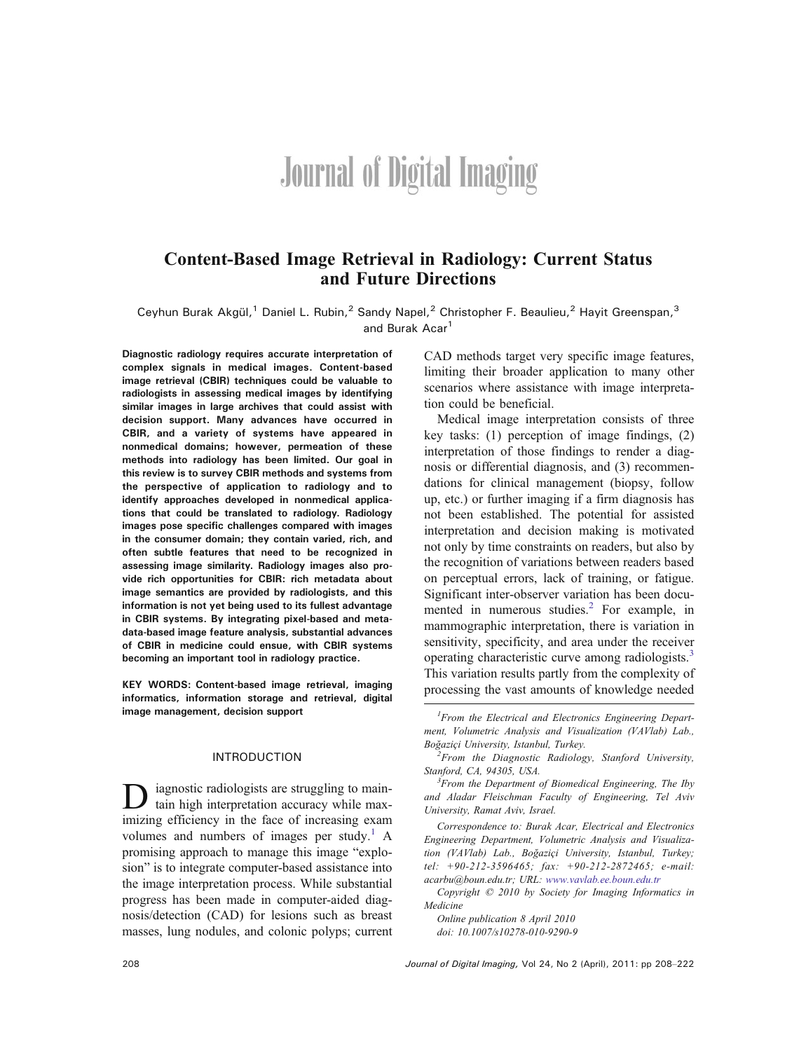Journal of Digital Imaging

# Content-Based Image Retrieval in Radiology: Current Status and Future Directions

Ceyhun Burak Akgül,[1] Daniel L. Rubin,[2] Sandy Napel,[2] Christopher F. Beaulieu,[2] Hayit Greenspan,[3] and Burak Acar[1]

**Diagnostic radiology requires accurate interpretation of complex signals in medical images. Content-based image retrieval (CBIR) techniques could be valuable to radiologists in assessing medical images by identifying similar images in large archives that could assist with decision support. Many advances have occurred in CBIR, and a variety of systems have appeared in nonmedical domains; however, permeation of these methods into radiology has been limited. Our goal in this review is to survey CBIR methods and systems from the perspective of application to radiology and to identify approaches developed in nonmedical applications that could be translated to radiology. Radiology images pose specific challenges compared with images in the consumer domain; they contain varied, rich, and often subtle features that need to be recognized in assessing image similarity. Radiology images also provide rich opportunities for CBIR: rich metadata about image semantics are provided by radiologists, and this information is not yet being used to its fullest advantage in CBIR systems. By integrating pixel-based and metadata-based image feature analysis, substantial advances of CBIR in medicine could ensue, with CBIR systems becoming an important tool in radiology practice.**

**KEY WORDS: Content-based image retrieval, imaging informatics, information storage and retrieval, digital image management, decision support**

## INTRODUCTION

Diagnostic radiologists are struggling to maintain high interpretation accuracy while maximizing efficiency in the face of increasing exam volumes and numbers of images per study.[1] A promising approach to manage this image "explosion" is to integrate computer-based assistance into the image interpretation process. While substantial progress has been made in computer-aided diagnosis/detection (CAD) for lesions such as breast masses, lung nodules, and colonic polyps; current CAD methods target very specific image features, limiting their broader application to many other scenarios where assistance with image interpretation could be beneficial.

Medical image interpretation consists of three key tasks: (1) perception of image findings, (2) interpretation of those findings to render a diagnosis or differential diagnosis, and (3) recommendations for clinical management (biopsy, follow up, etc.) or further imaging if a firm diagnosis has not been established. The potential for assisted interpretation and decision making is motivated not only by time constraints on readers, but also by the recognition of variations between readers based on perceptual errors, lack of training, or fatigue. Significant inter-observer variation has been documented in numerous studies.[2] For example, in mammographic interpretation, there is variation in sensitivity, specificity, and area under the receiver operating characteristic curve among radiologists.[3] This variation results partly from the complexity of processing the vast amounts of knowledge needed

*[1]From the Electrical and Electronics Engineering Department, Volumetric Analysis and Visualization (VAVlab) Lab., Boğaziçi University, Istanbul, Turkey.*

*[2]From the Diagnostic Radiology, Stanford University, Stanford, CA, 94305, USA.*

*[3]From the Department of Biomedical Engineering, The Iby and Aladar Fleischman Faculty of Engineering, Tel Aviv University, Ramat Aviv, Israel.*

*Correspondence to: Burak Acar, Electrical and Electronics Engineering Department, Volumetric Analysis and Visualization (VAVlab) Lab., Boğaziçi University, Istanbul, Turkey; tel: +90-212-3596465; fax: +90-212-2872465; e-mail: acarbu@boun.edu.tr; URL: www.vavlab.ee.boun.edu.tr*

*Copyright © 2010 by Society for Imaging Informatics in Medicine*

*Online publication 8 April 2010*

*doi: 10.1007/s10278-010-9290-9*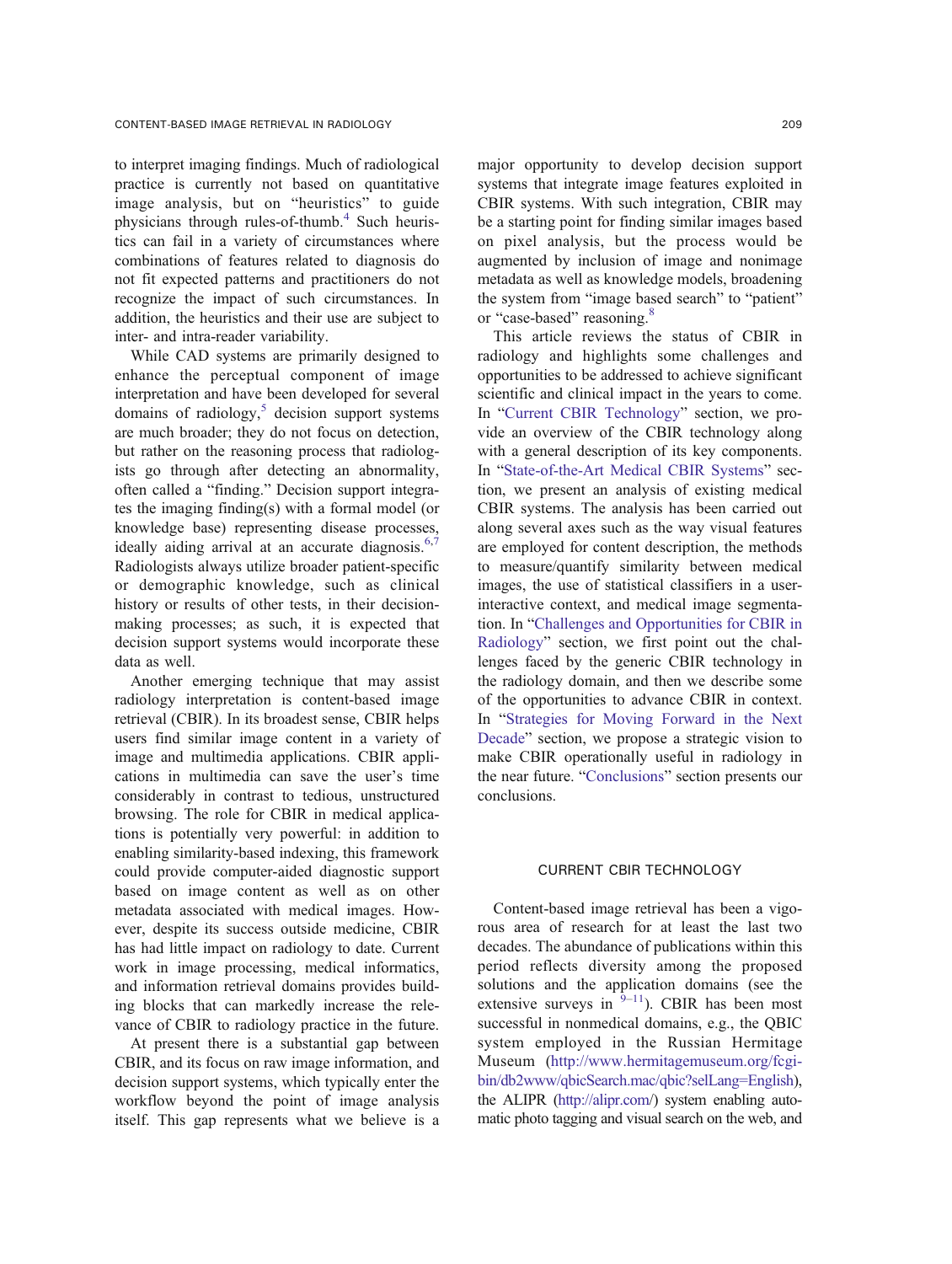to interpret imaging findings. Much of radiological practice is currently not based on quantitative image analysis, but on "heuristics" to guide physicians through rules-of-thumb.[4] Such heuristics can fail in a variety of circumstances where combinations of features related to diagnosis do not fit expected patterns and practitioners do not recognize the impact of such circumstances. In addition, the heuristics and their use are subject to inter- and intra-reader variability.

While CAD systems are primarily designed to enhance the perceptual component of image interpretation and have been developed for several domains of radiology,[5] decision support systems are much broader; they do not focus on detection, but rather on the reasoning process that radiologists go through after detecting an abnormality, often called a "finding." Decision support integrates the imaging finding(s) with a formal model (or knowledge base) representing disease processes, ideally aiding arrival at an accurate diagnosis.[6,7] Radiologists always utilize broader patient-specific or demographic knowledge, such as clinical history or results of other tests, in their decision-making processes; as such, it is expected that decision support systems would incorporate these data as well.

Another emerging technique that may assist radiology interpretation is content-based image retrieval (CBIR). In its broadest sense, CBIR helps users find similar image content in a variety of image and multimedia applications. CBIR applications in multimedia can save the user's time considerably in contrast to tedious, unstructured browsing. The role for CBIR in medical applications is potentially very powerful: in addition to enabling similarity-based indexing, this framework could provide computer-aided diagnostic support based on image content as well as on other metadata associated with medical images. However, despite its success outside medicine, CBIR has had little impact on radiology to date. Current work in image processing, medical informatics, and information retrieval domains provides building blocks that can markedly increase the relevance of CBIR to radiology practice in the future.

At present there is a substantial gap between CBIR, and its focus on raw image information, and decision support systems, which typically enter the workflow beyond the point of image analysis itself. This gap represents what we believe is a major opportunity to develop decision support systems that integrate image features exploited in CBIR systems. With such integration, CBIR may be a starting point for finding similar images based on pixel analysis, but the process would be augmented by inclusion of image and nonimage metadata as well as knowledge models, broadening the system from "image based search" to "patient" or "case-based" reasoning.[8]

This article reviews the status of CBIR in radiology and highlights some challenges and opportunities to be addressed to achieve significant scientific and clinical impact in the years to come. In "Current CBIR Technology" section, we provide an overview of the CBIR technology along with a general description of its key components. In "State-of-the-Art Medical CBIR Systems" section, we present an analysis of existing medical CBIR systems. The analysis has been carried out along several axes such as the way visual features are employed for content description, the methods to measure/quantify similarity between medical images, the use of statistical classifiers in a user-interactive context, and medical image segmentation. In "Challenges and Opportunities for CBIR in Radiology" section, we first point out the challenges faced by the generic CBIR technology in the radiology domain, and then we describe some of the opportunities to advance CBIR in context. In "Strategies for Moving Forward in the Next Decade" section, we propose a strategic vision to make CBIR operationally useful in radiology in the near future. "Conclusions" section presents our conclusions.

## CURRENT CBIR TECHNOLOGY

Content-based image retrieval has been a vigorous area of research for at least the last two decades. The abundance of publications within this period reflects diversity among the proposed solutions and the application domains (see the extensive surveys in [9–11]). CBIR has been most successful in nonmedical domains, e.g., the QBIC system employed in the Russian Hermitage Museum (http://www.hermitagemuseum.org/fcgi-bin/db2www/qbicSearch.mac/qbic?selLang=English), the ALIPR (http://alipr.com/) system enabling automatic photo tagging and visual search on the web, and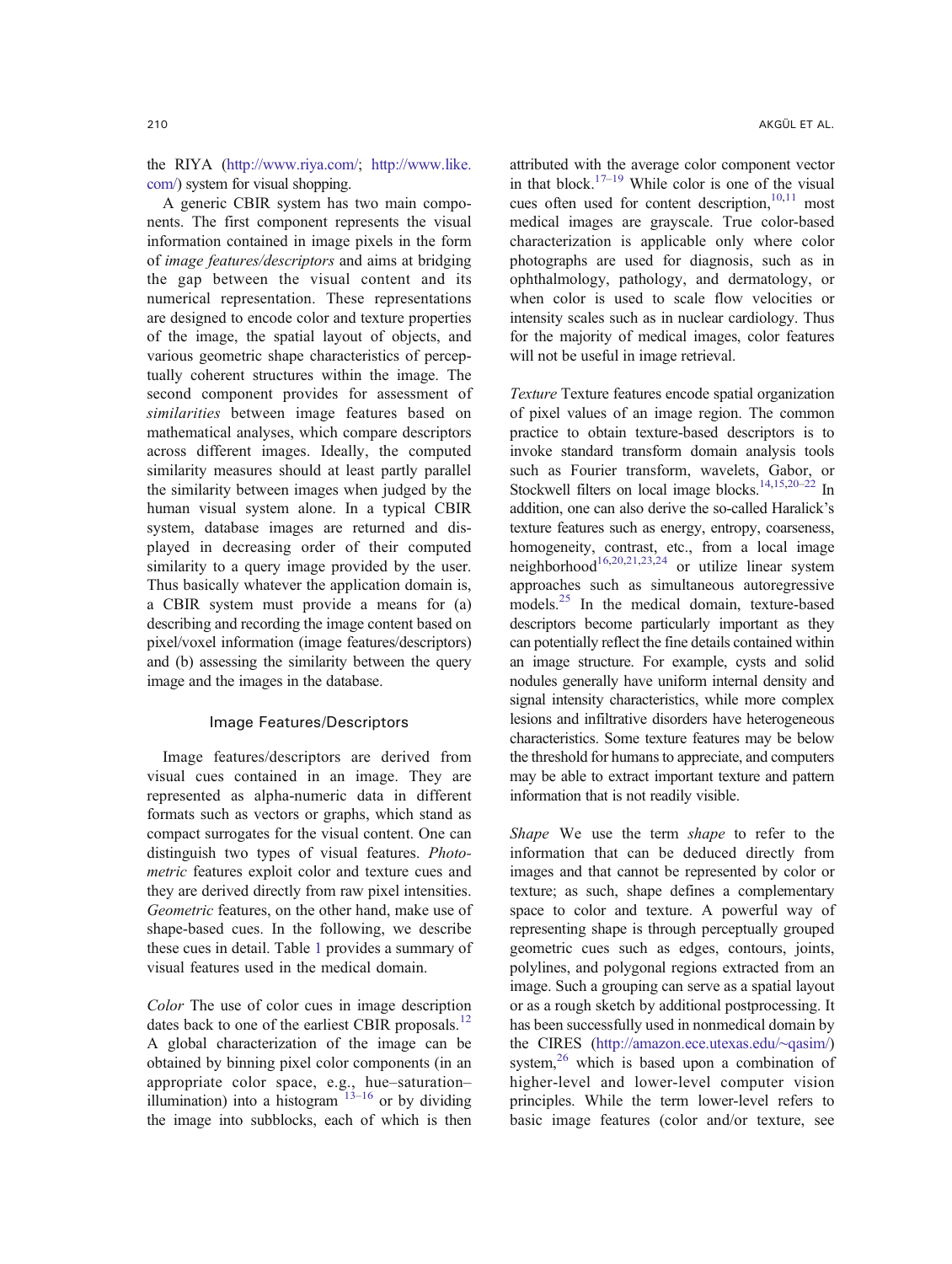the RIYA (http://www.riya.com/; http://www.like.com/) system for visual shopping.

A generic CBIR system has two main components. The first component represents the visual information contained in image pixels in the form of *image features/descriptors* and aims at bridging the gap between the visual content and its numerical representation. These representations are designed to encode color and texture properties of the image, the spatial layout of objects, and various geometric shape characteristics of perceptually coherent structures within the image. The second component provides for assessment of *similarities* between image features based on mathematical analyses, which compare descriptors across different images. Ideally, the computed similarity measures should at least partly parallel the similarity between images when judged by the human visual system alone. In a typical CBIR system, database images are returned and displayed in decreasing order of their computed similarity to a query image provided by the user. Thus basically whatever the application domain is, a CBIR system must provide a means for (a) describing and recording the image content based on pixel/voxel information (image features/descriptors) and (b) assessing the similarity between the query image and the images in the database.

## Image Features/Descriptors

Image features/descriptors are derived from visual cues contained in an image. They are represented as alpha-numeric data in different formats such as vectors or graphs, which stand as compact surrogates for the visual content. One can distinguish two types of visual features. *Photometric* features exploit color and texture cues and they are derived directly from raw pixel intensities. *Geometric* features, on the other hand, make use of shape-based cues. In the following, we describe these cues in detail. Table 1 provides a summary of visual features used in the medical domain.

*Color* The use of color cues in image description dates back to one of the earliest CBIR proposals.[12] A global characterization of the image can be obtained by binning pixel color components (in an appropriate color space, e.g., hue–saturation–illumination) into a histogram [13–16] or by dividing the image into subblocks, each of which is then attributed with the average color component vector in that block.[17–19] While color is one of the visual cues often used for content description,[10,11] most medical images are grayscale. True color-based characterization is applicable only where color photographs are used for diagnosis, such as in ophthalmology, pathology, and dermatology, or when color is used to scale flow velocities or intensity scales such as in nuclear cardiology. Thus for the majority of medical images, color features will not be useful in image retrieval.

*Texture* Texture features encode spatial organization of pixel values of an image region. The common practice to obtain texture-based descriptors is to invoke standard transform domain analysis tools such as Fourier transform, wavelets, Gabor, or Stockwell filters on local image blocks.[14,15,20–22] In addition, one can also derive the so-called Haralick's texture features such as energy, entropy, coarseness, homogeneity, contrast, etc., from a local image neighborhood[16,20,21,23,24] or utilize linear system approaches such as simultaneous autoregressive models.[25] In the medical domain, texture-based descriptors become particularly important as they can potentially reflect the fine details contained within an image structure. For example, cysts and solid nodules generally have uniform internal density and signal intensity characteristics, while more complex lesions and infiltrative disorders have heterogeneous characteristics. Some texture features may be below the threshold for humans to appreciate, and computers may be able to extract important texture and pattern information that is not readily visible.

*Shape* We use the term *shape* to refer to the information that can be deduced directly from images and that cannot be represented by color or texture; as such, shape defines a complementary space to color and texture. A powerful way of representing shape is through perceptually grouped geometric cues such as edges, contours, joints, polylines, and polygonal regions extracted from an image. Such a grouping can serve as a spatial layout or as a rough sketch by additional postprocessing. It has been successfully used in nonmedical domain by the CIRES (http://amazon.ece.utexas.edu/~qasim/) system,[26] which is based upon a combination of higher-level and lower-level computer vision principles. While the term lower-level refers to basic image features (color and/or texture, see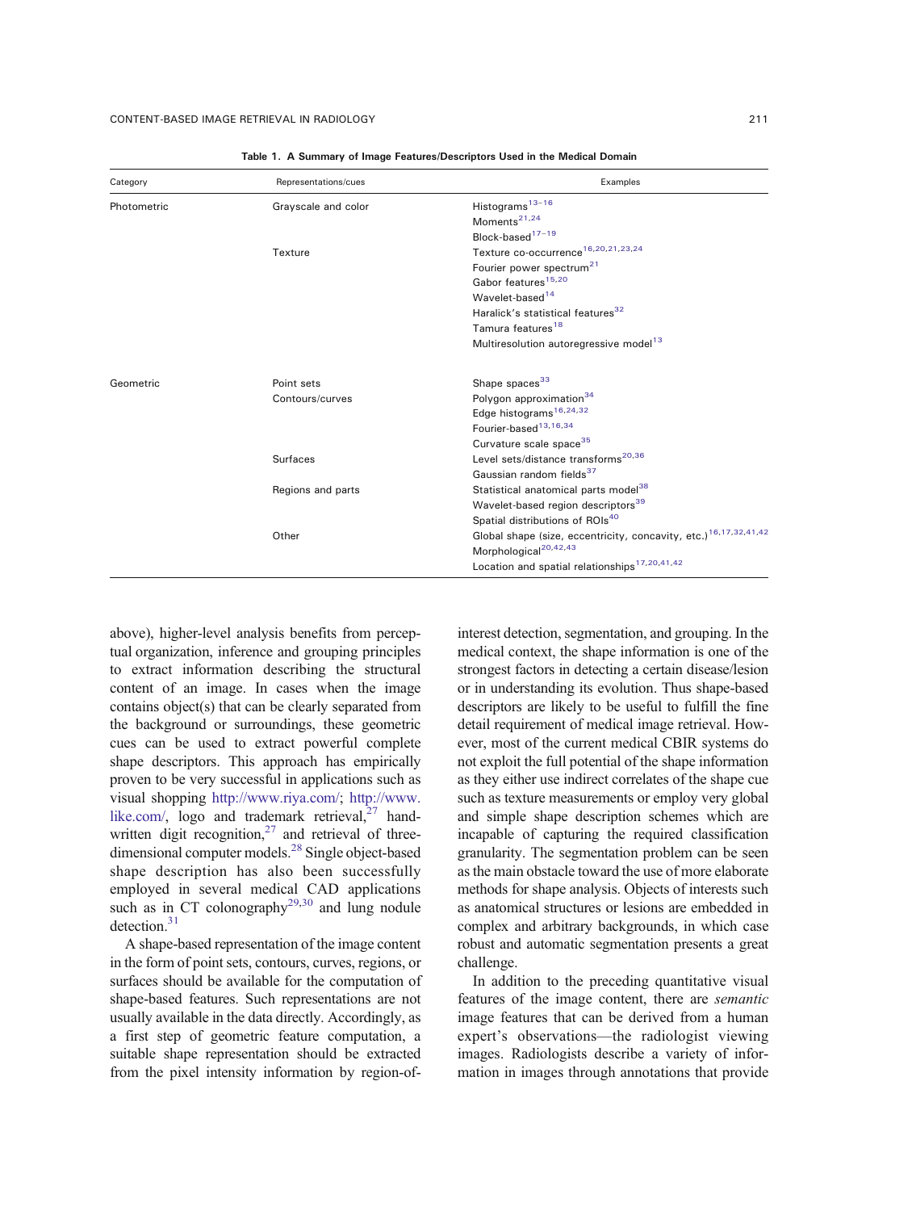**Table 1. A Summary of Image Features/Descriptors Used in the Medical Domain**

| Category | Representations/cues | Examples |
|---|---|---|
| Photometric | Grayscale and color | Histograms[13–16] |
| | | Moments[21,24] |
| | | Block-based[17–19] |
| | Texture | Texture co-occurrence[16,20,21,23,24] |
| | | Fourier power spectrum[21] |
| | | Gabor features[15,20] |
| | | Wavelet-based[14] |
| | | Haralick's statistical features[32] |
| | | Tamura features[18] |
| | | Multiresolution autoregressive model[13] |
| Geometric | Point sets | Shape spaces[33] |
| | Contours/curves | Polygon approximation[34] |
| | | Edge histograms[16,24,32] |
| | | Fourier-based[13,16,34] |
| | | Curvature scale space[35] |
| | Surfaces | Level sets/distance transforms[20,36] |
| | | Gaussian random fields[37] |
| | Regions and parts | Statistical anatomical parts model[38] |
| | | Wavelet-based region descriptors[39] |
| | | Spatial distributions of ROIs[40] |
| | Other | Global shape (size, eccentricity, concavity, etc.)[16,17,32,41,42] |
| | | Morphological[20,42,43] |
| | | Location and spatial relationships[17,20,41,42] |

above), higher-level analysis benefits from perceptual organization, inference and grouping principles to extract information describing the structural content of an image. In cases when the image contains object(s) that can be clearly separated from the background or surroundings, these geometric cues can be used to extract powerful complete shape descriptors. This approach has empirically proven to be very successful in applications such as visual shopping http://www.riya.com/; http://www.like.com/, logo and trademark retrieval,[27] handwritten digit recognition,[27] and retrieval of three-dimensional computer models.[28] Single object-based shape description has also been successfully employed in several medical CAD applications such as in CT colonography[29,30] and lung nodule detection.[31]

A shape-based representation of the image content in the form of point sets, contours, curves, regions, or surfaces should be available for the computation of shape-based features. Such representations are not usually available in the data directly. Accordingly, as a first step of geometric feature computation, a suitable shape representation should be extracted from the pixel intensity information by region-of-interest detection, segmentation, and grouping. In the medical context, the shape information is one of the strongest factors in detecting a certain disease/lesion or in understanding its evolution. Thus shape-based descriptors are likely to be useful to fulfill the fine detail requirement of medical image retrieval. However, most of the current medical CBIR systems do not exploit the full potential of the shape information as they either use indirect correlates of the shape cue such as texture measurements or employ very global and simple shape description schemes which are incapable of capturing the required classification granularity. The segmentation problem can be seen as the main obstacle toward the use of more elaborate methods for shape analysis. Objects of interests such as anatomical structures or lesions are embedded in complex and arbitrary backgrounds, in which case robust and automatic segmentation presents a great challenge.

In addition to the preceding quantitative visual features of the image content, there are *semantic* image features that can be derived from a human expert's observations—the radiologist viewing images. Radiologists describe a variety of information in images through annotations that provide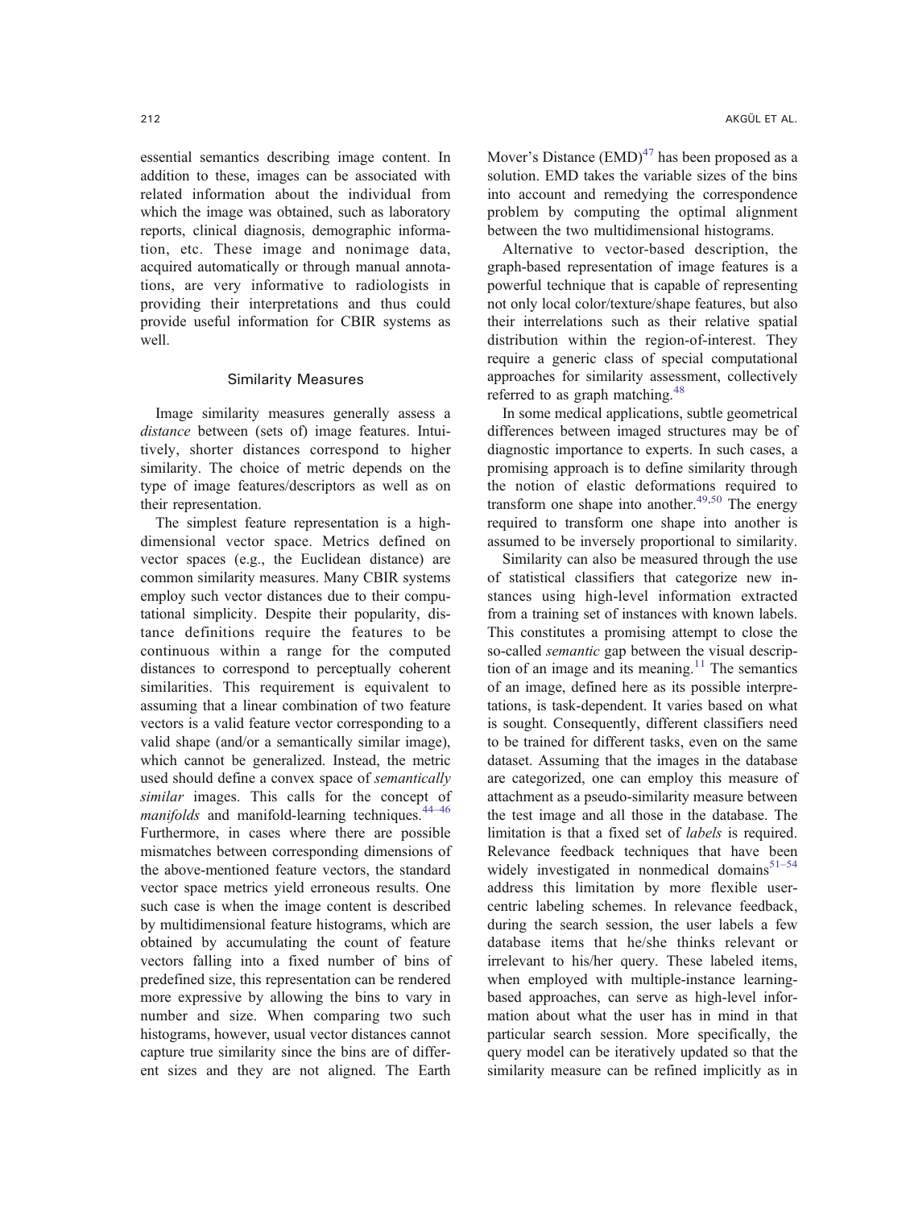essential semantics describing image content. In addition to these, images can be associated with related information about the individual from which the image was obtained, such as laboratory reports, clinical diagnosis, demographic information, etc. These image and nonimage data, acquired automatically or through manual annotations, are very informative to radiologists in providing their interpretations and thus could provide useful information for CBIR systems as well.

### Similarity Measures

Image similarity measures generally assess a *distance* between (sets of) image features. Intuitively, shorter distances correspond to higher similarity. The choice of metric depends on the type of image features/descriptors as well as on their representation.

The simplest feature representation is a high-dimensional vector space. Metrics defined on vector spaces (e.g., the Euclidean distance) are common similarity measures. Many CBIR systems employ such vector distances due to their computational simplicity. Despite their popularity, distance definitions require the features to be continuous within a range for the computed distances to correspond to perceptually coherent similarities. This requirement is equivalent to assuming that a linear combination of two feature vectors is a valid feature vector corresponding to a valid shape (and/or a semantically similar image), which cannot be generalized. Instead, the metric used should define a convex space of *semantically similar* images. This calls for the concept of *manifolds* and manifold-learning techniques.[44–46] Furthermore, in cases where there are possible mismatches between corresponding dimensions of the above-mentioned feature vectors, the standard vector space metrics yield erroneous results. One such case is when the image content is described by multidimensional feature histograms, which are obtained by accumulating the count of feature vectors falling into a fixed number of bins of predefined size, this representation can be rendered more expressive by allowing the bins to vary in number and size. When comparing two such histograms, however, usual vector distances cannot capture true similarity since the bins are of different sizes and they are not aligned. The Earth Mover's Distance (EMD)[47] has been proposed as a solution. EMD takes the variable sizes of the bins into account and remedying the correspondence problem by computing the optimal alignment between the two multidimensional histograms.

Alternative to vector-based description, the graph-based representation of image features is a powerful technique that is capable of representing not only local color/texture/shape features, but also their interrelations such as their relative spatial distribution within the region-of-interest. They require a generic class of special computational approaches for similarity assessment, collectively referred to as graph matching.[48]

In some medical applications, subtle geometrical differences between imaged structures may be of diagnostic importance to experts. In such cases, a promising approach is to define similarity through the notion of elastic deformations required to transform one shape into another.[49,50] The energy required to transform one shape into another is assumed to be inversely proportional to similarity.

Similarity can also be measured through the use of statistical classifiers that categorize new instances using high-level information extracted from a training set of instances with known labels. This constitutes a promising attempt to close the so-called *semantic* gap between the visual description of an image and its meaning.[11] The semantics of an image, defined here as its possible interpretations, is task-dependent. It varies based on what is sought. Consequently, different classifiers need to be trained for different tasks, even on the same dataset. Assuming that the images in the database are categorized, one can employ this measure of attachment as a pseudo-similarity measure between the test image and all those in the database. The limitation is that a fixed set of *labels* is required. Relevance feedback techniques that have been widely investigated in nonmedical domains[51–54] address this limitation by more flexible user-centric labeling schemes. In relevance feedback, during the search session, the user labels a few database items that he/she thinks relevant or irrelevant to his/her query. These labeled items, when employed with multiple-instance learning-based approaches, can serve as high-level information about what the user has in mind in that particular search session. More specifically, the query model can be iteratively updated so that the similarity measure can be refined implicitly as in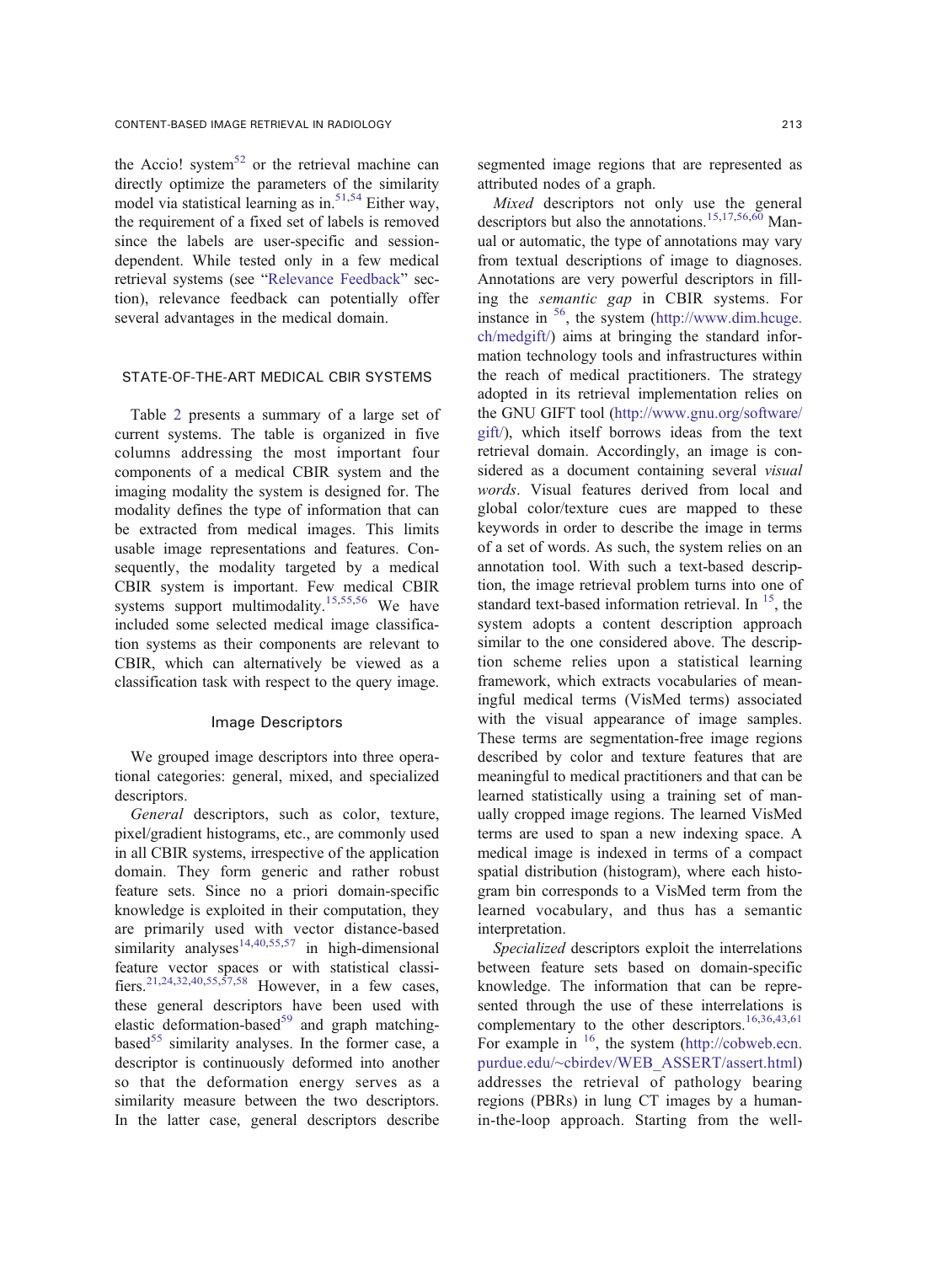the Accio! system[52] or the retrieval machine can directly optimize the parameters of the similarity model via statistical learning as in.[51,54] Either way, the requirement of a fixed set of labels is removed since the labels are user-specific and session-dependent. While tested only in a few medical retrieval systems (see "Relevance Feedback" section), relevance feedback can potentially offer several advantages in the medical domain.

## STATE-OF-THE-ART MEDICAL CBIR SYSTEMS

Table 2 presents a summary of a large set of current systems. The table is organized in five columns addressing the most important four components of a medical CBIR system and the imaging modality the system is designed for. The modality defines the type of information that can be extracted from medical images. This limits usable image representations and features. Consequently, the modality targeted by a medical CBIR system is important. Few medical CBIR systems support multimodality.[15,55,56] We have included some selected medical image classification systems as their components are relevant to CBIR, which can alternatively be viewed as a classification task with respect to the query image.

### Image Descriptors

We grouped image descriptors into three operational categories: general, mixed, and specialized descriptors.

*General* descriptors, such as color, texture, pixel/gradient histograms, etc., are commonly used in all CBIR systems, irrespective of the application domain. They form generic and rather robust feature sets. Since no a priori domain-specific knowledge is exploited in their computation, they are primarily used with vector distance-based similarity analyses[14,40,55,57] in high-dimensional feature vector spaces or with statistical classifiers.[21,24,32,40,55,57,58] However, in a few cases, these general descriptors have been used with elastic deformation-based[59] and graph matching-based[55] similarity analyses. In the former case, a descriptor is continuously deformed into another so that the deformation energy serves as a similarity measure between the two descriptors. In the latter case, general descriptors describe segmented image regions that are represented as attributed nodes of a graph.

*Mixed* descriptors not only use the general descriptors but also the annotations.[15,17,56,60] Manual or automatic, the type of annotations may vary from textual descriptions of image to diagnoses. Annotations are very powerful descriptors in filling the *semantic gap* in CBIR systems. For instance in [56], the system (http://www.dim.hcuge.ch/medgift/) aims at bringing the standard information technology tools and infrastructures within the reach of medical practitioners. The strategy adopted in its retrieval implementation relies on the GNU GIFT tool (http://www.gnu.org/software/gift/), which itself borrows ideas from the text retrieval domain. Accordingly, an image is considered as a document containing several *visual words*. Visual features derived from local and global color/texture cues are mapped to these keywords in order to describe the image in terms of a set of words. As such, the system relies on an annotation tool. With such a text-based description, the image retrieval problem turns into one of standard text-based information retrieval. In [15], the system adopts a content description approach similar to the one considered above. The description scheme relies upon a statistical learning framework, which extracts vocabularies of meaningful medical terms (VisMed terms) associated with the visual appearance of image samples. These terms are segmentation-free image regions described by color and texture features that are meaningful to medical practitioners and that can be learned statistically using a training set of manually cropped image regions. The learned VisMed terms are used to span a new indexing space. A medical image is indexed in terms of a compact spatial distribution (histogram), where each histogram bin corresponds to a VisMed term from the learned vocabulary, and thus has a semantic interpretation.

*Specialized* descriptors exploit the interrelations between feature sets based on domain-specific knowledge. The information that can be represented through the use of these interrelations is complementary to the other descriptors.[16,36,43,61] For example in [16], the system (http://cobweb.ecn.purdue.edu/~cbirdev/WEB_ASSERT/assert.html) addresses the retrieval of pathology bearing regions (PBRs) in lung CT images by a human-in-the-loop approach. Starting from the well-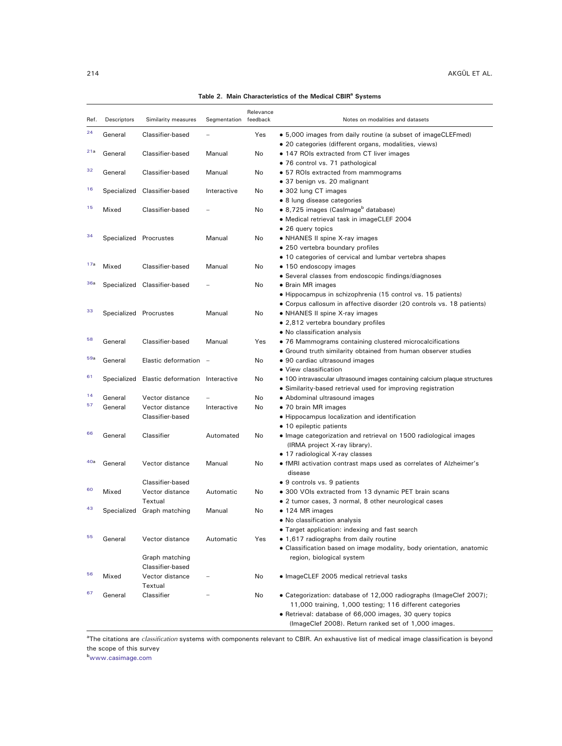**Table 2. Main Characteristics of the Medical CBIR[a] Systems**

| Ref. | Descriptors | Similarity measures | Segmentation | Relevance feedback | Notes on modalities and datasets |
|---|---|---|---|---|---|
| 24 | General | Classifier-based | – | Yes | • 5,000 images from daily routine (a subset of imageCLEFmed)<br>• 20 categories (different organs, modalities, views) |
| 21a | General | Classifier-based | Manual | No | • 147 ROIs extracted from CT liver images<br>• 76 control vs. 71 pathological |
| 32 | General | Classifier-based | Manual | No | • 57 ROIs extracted from mammograms<br>• 37 benign vs. 20 malignant |
| 16 | Specialized | Classifier-based | Interactive | No | • 302 lung CT images<br>• 8 lung disease categories |
| 15 | Mixed | Classifier-based | – | No | • 8,725 images (CasImage[b] database)<br>• Medical retrieval task in imageCLEF 2004<br>• 26 query topics |
| 34 | Specialized | Procrustes | Manual | No | • NHANES II spine X-ray images<br>• 250 vertebra boundary profiles<br>• 10 categories of cervical and lumbar vertebra shapes |
| 17a | Mixed | Classifier-based | Manual | No | • 150 endoscopy images<br>• Several classes from endoscopic findings/diagnoses |
| 36a | Specialized | Classifier-based | – | No | • Brain MR images<br>• Hippocampus in schizophrenia (15 control vs. 15 patients)<br>• Corpus callosum in affective disorder (20 controls vs. 18 patients) |
| 33 | Specialized | Procrustes | Manual | No | • NHANES II spine X-ray images<br>• 2,812 vertebra boundary profiles<br>• No classification analysis |
| 58 | General | Classifier-based | Manual | Yes | • 76 Mammograms containing clustered microcalcifications<br>• Ground truth similarity obtained from human observer studies |
| 59a | General | Elastic deformation | – | No | • 90 cardiac ultrasound images<br>• View classification |
| 61 | Specialized | Elastic deformation | Interactive | No | • 100 intravascular ultrasound images containing calcium plaque structures<br>• Similarity-based retrieval used for improving registration |
| 14 | General | Vector distance | – | No | • Abdominal ultrasound images |
| 57 | General | Vector distance<br>Classifier-based | Interactive | No | • 70 brain MR images<br>• Hippocampus localization and identification<br>• 10 epileptic patients |
| 66 | General | Classifier | Automated | No | • Image categorization and retrieval on 1500 radiological images (IRMA project X-ray library).<br>• 17 radiological X-ray classes |
| 40a | General | Vector distance<br>Classifier-based | Manual | No | • fMRI activation contrast maps used as correlates of Alzheimer's disease<br>• 9 controls vs. 9 patients |
| 60 | Mixed | Vector distance<br>Textual | Automatic | No | • 300 VOIs extracted from 13 dynamic PET brain scans<br>• 2 tumor cases, 3 normal, 8 other neurological cases |
| 43 | Specialized | Graph matching | Manual | No | • 124 MR images<br>• No classification analysis<br>• Target application: indexing and fast search |
| 55 | General | Vector distance<br>Graph matching<br>Classifier-based | Automatic | Yes | • 1,617 radiographs from daily routine<br>• Classification based on image modality, body orientation, anatomic region, biological system |
| 56 | Mixed | Vector distance<br>Textual | – | No | • ImageCLEF 2005 medical retrieval tasks |
| 67 | General | Classifier | – | No | • Categorization: database of 12,000 radiographs (ImageClef 2007); 11,000 training, 1,000 testing; 116 different categories<br>• Retrieval: database of 66,000 images, 30 query topics (ImageClef 2008). Return ranked set of 1,000 images. |

[a]The citations are *classification* systems with components relevant to CBIR. An exhaustive list of medical image classification is beyond the scope of this survey

[b]www.casimage.com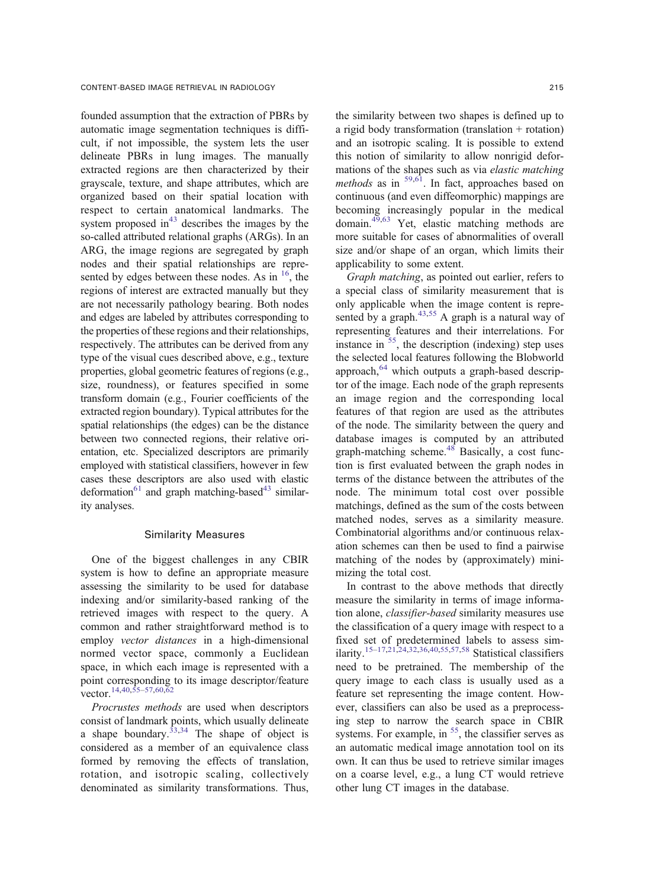founded assumption that the extraction of PBRs by automatic image segmentation techniques is difficult, if not impossible, the system lets the user delineate PBRs in lung images. The manually extracted regions are then characterized by their grayscale, texture, and shape attributes, which are organized based on their spatial location with respect to certain anatomical landmarks. The system proposed in[43] describes the images by the so-called attributed relational graphs (ARGs). In an ARG, the image regions are segregated by graph nodes and their spatial relationships are represented by edges between these nodes. As in [16], the regions of interest are extracted manually but they are not necessarily pathology bearing. Both nodes and edges are labeled by attributes corresponding to the properties of these regions and their relationships, respectively. The attributes can be derived from any type of the visual cues described above, e.g., texture properties, global geometric features of regions (e.g., size, roundness), or features specified in some transform domain (e.g., Fourier coefficients of the extracted region boundary). Typical attributes for the spatial relationships (the edges) can be the distance between two connected regions, their relative orientation, etc. Specialized descriptors are primarily employed with statistical classifiers, however in few cases these descriptors are also used with elastic deformation[61] and graph matching-based[43] similarity analyses.

## Similarity Measures

One of the biggest challenges in any CBIR system is how to define an appropriate measure assessing the similarity to be used for database indexing and/or similarity-based ranking of the retrieved images with respect to the query. A common and rather straightforward method is to employ *vector distances* in a high-dimensional normed vector space, commonly a Euclidean space, in which each image is represented with a point corresponding to its image descriptor/feature vector.[14,40,55–57,60,62]

*Procrustes methods* are used when descriptors consist of landmark points, which usually delineate a shape boundary.[33,34] The shape of object is considered as a member of an equivalence class formed by removing the effects of translation, rotation, and isotropic scaling, collectively denominated as similarity transformations. Thus, the similarity between two shapes is defined up to a rigid body transformation (translation + rotation) and an isotropic scaling. It is possible to extend this notion of similarity to allow nonrigid deformations of the shapes such as via *elastic matching methods* as in [59,61]. In fact, approaches based on continuous (and even diffeomorphic) mappings are becoming increasingly popular in the medical domain.[49,63] Yet, elastic matching methods are more suitable for cases of abnormalities of overall size and/or shape of an organ, which limits their applicability to some extent.

*Graph matching*, as pointed out earlier, refers to a special class of similarity measurement that is only applicable when the image content is represented by a graph.[43,55] A graph is a natural way of representing features and their interrelations. For instance in [55], the description (indexing) step uses the selected local features following the Blobworld approach,[64] which outputs a graph-based descriptor of the image. Each node of the graph represents an image region and the corresponding local features of that region are used as the attributes of the node. The similarity between the query and database images is computed by an attributed graph-matching scheme.[48] Basically, a cost function is first evaluated between the graph nodes in terms of the distance between the attributes of the node. The minimum total cost over possible matchings, defined as the sum of the costs between matched nodes, serves as a similarity measure. Combinatorial algorithms and/or continuous relaxation schemes can then be used to find a pairwise matching of the nodes by (approximately) minimizing the total cost.

In contrast to the above methods that directly measure the similarity in terms of image information alone, *classifier-based* similarity measures use the classification of a query image with respect to a fixed set of predetermined labels to assess similarity.[15–17,21,24,32,36,40,55,57,58] Statistical classifiers need to be pretrained. The membership of the query image to each class is usually used as a feature set representing the image content. However, classifiers can also be used as a preprocessing step to narrow the search space in CBIR systems. For example, in [55], the classifier serves as an automatic medical image annotation tool on its own. It can thus be used to retrieve similar images on a coarse level, e.g., a lung CT would retrieve other lung CT images in the database.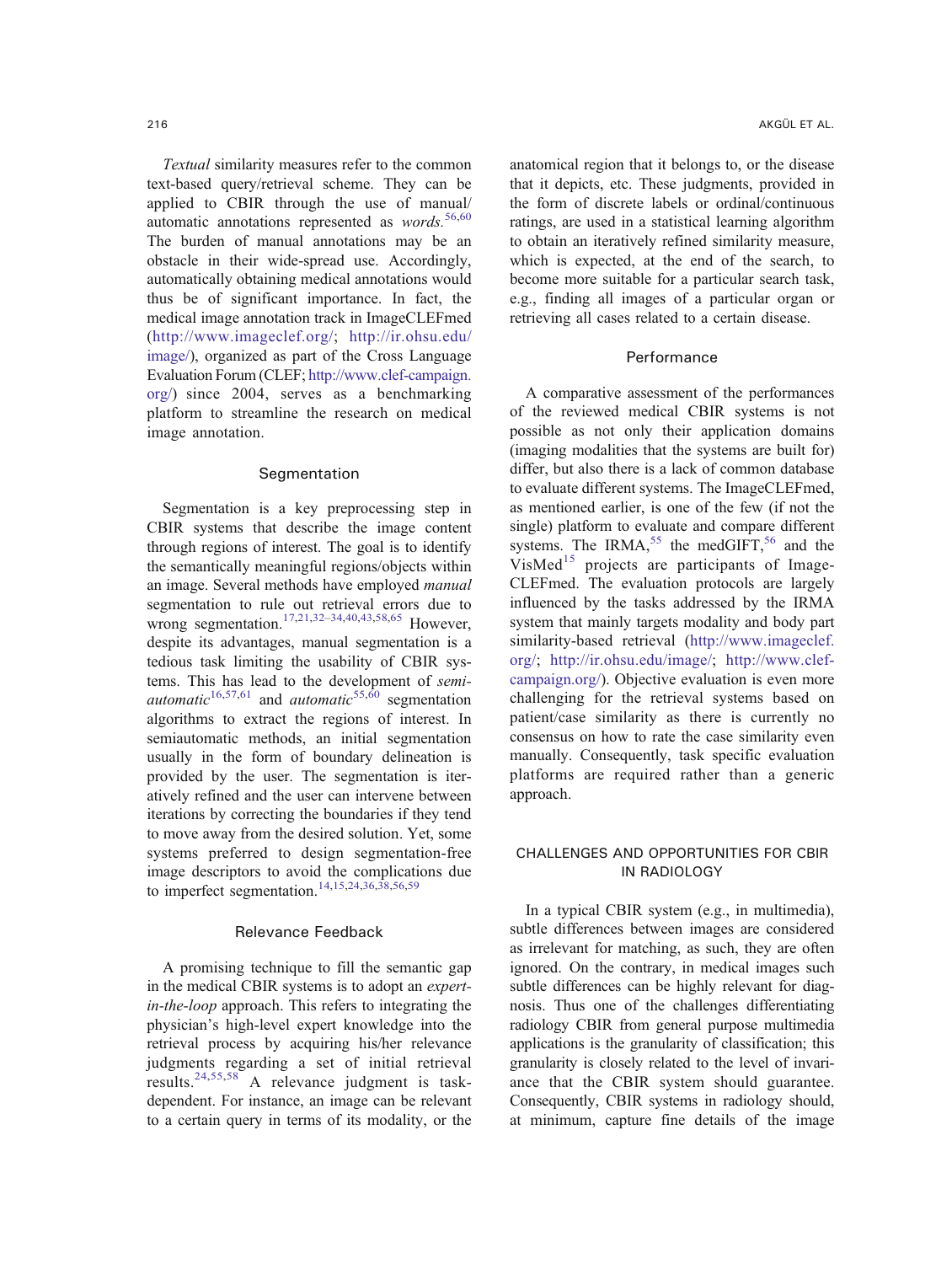*Textual* similarity measures refer to the common text-based query/retrieval scheme. They can be applied to CBIR through the use of manual/automatic annotations represented as *words*.[56,60] The burden of manual annotations may be an obstacle in their wide-spread use. Accordingly, automatically obtaining medical annotations would thus be of significant importance. In fact, the medical image annotation track in ImageCLEFmed (http://www.imageclef.org/; http://ir.ohsu.edu/image/), organized as part of the Cross Language Evaluation Forum (CLEF; http://www.clef-campaign.org/) since 2004, serves as a benchmarking platform to streamline the research on medical image annotation.

### Segmentation

Segmentation is a key preprocessing step in CBIR systems that describe the image content through regions of interest. The goal is to identify the semantically meaningful regions/objects within an image. Several methods have employed *manual* segmentation to rule out retrieval errors due to wrong segmentation.[17,21,32–34,40,43,58,65] However, despite its advantages, manual segmentation is a tedious task limiting the usability of CBIR systems. This has lead to the development of *semi-automatic*[16,57,61] and *automatic*[55,60] segmentation algorithms to extract the regions of interest. In semiautomatic methods, an initial segmentation usually in the form of boundary delineation is provided by the user. The segmentation is iteratively refined and the user can intervene between iterations by correcting the boundaries if they tend to move away from the desired solution. Yet, some systems preferred to design segmentation-free image descriptors to avoid the complications due to imperfect segmentation.[14,15,24,36,38,56,59]

### Relevance Feedback

A promising technique to fill the semantic gap in the medical CBIR systems is to adopt an *expert-in-the-loop* approach. This refers to integrating the physician's high-level expert knowledge into the retrieval process by acquiring his/her relevance judgments regarding a set of initial retrieval results.[24,55,58] A relevance judgment is task-dependent. For instance, an image can be relevant to a certain query in terms of its modality, or the anatomical region that it belongs to, or the disease that it depicts, etc. These judgments, provided in the form of discrete labels or ordinal/continuous ratings, are used in a statistical learning algorithm to obtain an iteratively refined similarity measure, which is expected, at the end of the search, to become more suitable for a particular search task, e.g., finding all images of a particular organ or retrieving all cases related to a certain disease.

### Performance

A comparative assessment of the performances of the reviewed medical CBIR systems is not possible as not only their application domains (imaging modalities that the systems are built for) differ, but also there is a lack of common database to evaluate different systems. The ImageCLEFmed, as mentioned earlier, is one of the few (if not the single) platform to evaluate and compare different systems. The IRMA,[55] the medGIFT,[56] and the VisMed[15] projects are participants of ImageCLEFmed. The evaluation protocols are largely influenced by the tasks addressed by the IRMA system that mainly targets modality and body part similarity-based retrieval (http://www.imageclef.org/; http://ir.ohsu.edu/image/; http://www.clef-campaign.org/). Objective evaluation is even more challenging for the retrieval systems based on patient/case similarity as there is currently no consensus on how to rate the case similarity even manually. Consequently, task specific evaluation platforms are required rather than a generic approach.

## CHALLENGES AND OPPORTUNITIES FOR CBIR IN RADIOLOGY

In a typical CBIR system (e.g., in multimedia), subtle differences between images are considered as irrelevant for matching, as such, they are often ignored. On the contrary, in medical images such subtle differences can be highly relevant for diagnosis. Thus one of the challenges differentiating radiology CBIR from general purpose multimedia applications is the granularity of classification; this granularity is closely related to the level of invariance that the CBIR system should guarantee. Consequently, CBIR systems in radiology should, at minimum, capture fine details of the image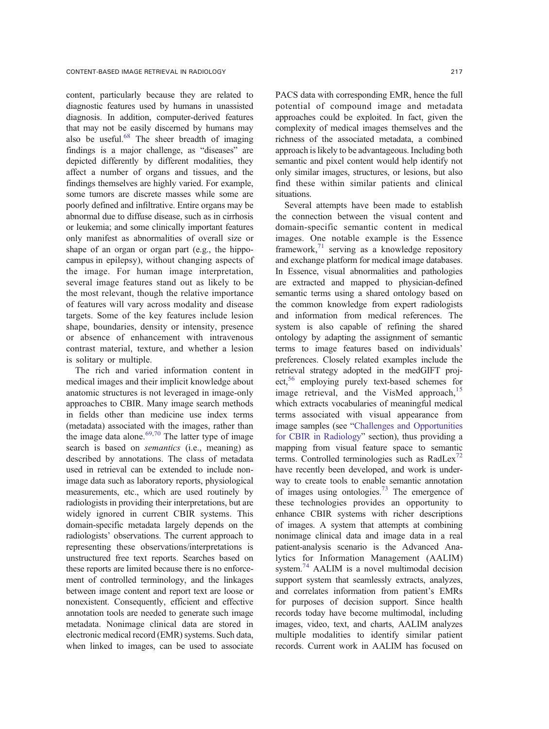content, particularly because they are related to diagnostic features used by humans in unassisted diagnosis. In addition, computer-derived features that may not be easily discerned by humans may also be useful.[68] The sheer breadth of imaging findings is a major challenge, as "diseases" are depicted differently by different modalities, they affect a number of organs and tissues, and the findings themselves are highly varied. For example, some tumors are discrete masses while some are poorly defined and infiltrative. Entire organs may be abnormal due to diffuse disease, such as in cirrhosis or leukemia; and some clinically important features only manifest as abnormalities of overall size or shape of an organ or organ part (e.g., the hippocampus in epilepsy), without changing aspects of the image. For human image interpretation, several image features stand out as likely to be the most relevant, though the relative importance of features will vary across modality and disease targets. Some of the key features include lesion shape, boundaries, density or intensity, presence or absence of enhancement with intravenous contrast material, texture, and whether a lesion is solitary or multiple.

The rich and varied information content in medical images and their implicit knowledge about anatomic structures is not leveraged in image-only approaches to CBIR. Many image search methods in fields other than medicine use index terms (metadata) associated with the images, rather than the image data alone.[69,70] The latter type of image search is based on *semantics* (i.e., meaning) as described by annotations. The class of metadata used in retrieval can be extended to include nonimage data such as laboratory reports, physiological measurements, etc., which are used routinely by radiologists in providing their interpretations, but are widely ignored in current CBIR systems. This domain-specific metadata largely depends on the radiologists' observations. The current approach to representing these observations/interpretations is unstructured free text reports. Searches based on these reports are limited because there is no enforcement of controlled terminology, and the linkages between image content and report text are loose or nonexistent. Consequently, efficient and effective annotation tools are needed to generate such image metadata. Nonimage clinical data are stored in electronic medical record (EMR) systems. Such data, when linked to images, can be used to associate PACS data with corresponding EMR, hence the full potential of compound image and metadata approaches could be exploited. In fact, given the complexity of medical images themselves and the richness of the associated metadata, a combined approach is likely to be advantageous. Including both semantic and pixel content would help identify not only similar images, structures, or lesions, but also find these within similar patients and clinical situations.

Several attempts have been made to establish the connection between the visual content and domain-specific semantic content in medical images. One notable example is the Essence framework,[71] serving as a knowledge repository and exchange platform for medical image databases. In Essence, visual abnormalities and pathologies are extracted and mapped to physician-defined semantic terms using a shared ontology based on the common knowledge from expert radiologists and information from medical references. The system is also capable of refining the shared ontology by adapting the assignment of semantic terms to image features based on individuals' preferences. Closely related examples include the retrieval strategy adopted in the medGIFT project,[56] employing purely text-based schemes for image retrieval, and the VisMed approach,[15] which extracts vocabularies of meaningful medical terms associated with visual appearance from image samples (see "Challenges and Opportunities for CBIR in Radiology" section), thus providing a mapping from visual feature space to semantic terms. Controlled terminologies such as RadLex[72] have recently been developed, and work is underway to create tools to enable semantic annotation of images using ontologies.[73] The emergence of these technologies provides an opportunity to enhance CBIR systems with richer descriptions of images. A system that attempts at combining nonimage clinical data and image data in a real patient-analysis scenario is the Advanced Analytics for Information Management (AALIM) system.[74] AALIM is a novel multimodal decision support system that seamlessly extracts, analyzes, and correlates information from patient's EMRs for purposes of decision support. Since health records today have become multimodal, including images, video, text, and charts, AALIM analyzes multiple modalities to identify similar patient records. Current work in AALIM has focused on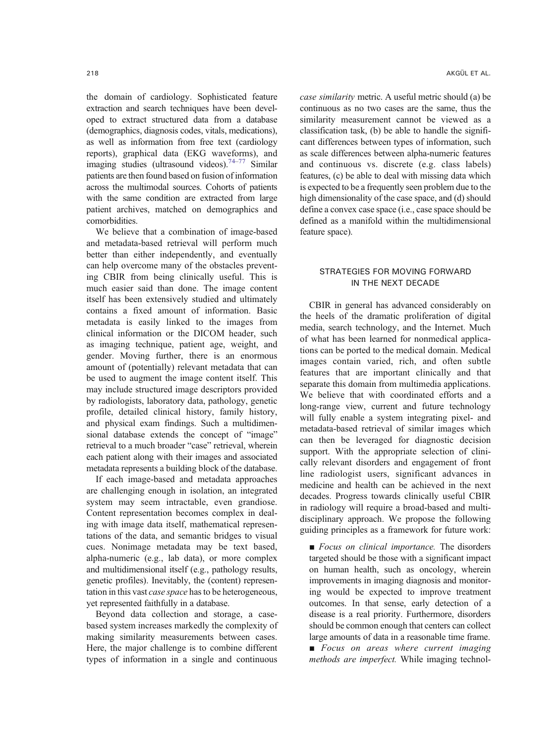the domain of cardiology. Sophisticated feature extraction and search techniques have been developed to extract structured data from a database (demographics, diagnosis codes, vitals, medications), as well as information from free text (cardiology reports), graphical data (EKG waveforms), and imaging studies (ultrasound videos).[74–77] Similar patients are then found based on fusion of information across the multimodal sources. Cohorts of patients with the same condition are extracted from large patient archives, matched on demographics and comorbidities.

We believe that a combination of image-based and metadata-based retrieval will perform much better than either independently, and eventually can help overcome many of the obstacles preventing CBIR from being clinically useful. This is much easier said than done. The image content itself has been extensively studied and ultimately contains a fixed amount of information. Basic metadata is easily linked to the images from clinical information or the DICOM header, such as imaging technique, patient age, weight, and gender. Moving further, there is an enormous amount of (potentially) relevant metadata that can be used to augment the image content itself. This may include structured image descriptors provided by radiologists, laboratory data, pathology, genetic profile, detailed clinical history, family history, and physical exam findings. Such a multidimensional database extends the concept of "image" retrieval to a much broader "case" retrieval, wherein each patient along with their images and associated metadata represents a building block of the database.

If each image-based and metadata approaches are challenging enough in isolation, an integrated system may seem intractable, even grandiose. Content representation becomes complex in dealing with image data itself, mathematical representations of the data, and semantic bridges to visual cues. Nonimage metadata may be text based, alpha-numeric (e.g., lab data), or more complex and multidimensional itself (e.g., pathology results, genetic profiles). Inevitably, the (content) representation in this vast *case space* has to be heterogeneous, yet represented faithfully in a database.

Beyond data collection and storage, a case-based system increases markedly the complexity of making similarity measurements between cases. Here, the major challenge is to combine different types of information in a single and continuous *case similarity* metric. A useful metric should (a) be continuous as no two cases are the same, thus the similarity measurement cannot be viewed as a classification task, (b) be able to handle the significant differences between types of information, such as scale differences between alpha-numeric features and continuous vs. discrete (e.g. class labels) features, (c) be able to deal with missing data which is expected to be a frequently seen problem due to the high dimensionality of the case space, and (d) should define a convex case space (i.e., case space should be defined as a manifold within the multidimensional feature space).

## STRATEGIES FOR MOVING FORWARD IN THE NEXT DECADE

CBIR in general has advanced considerably on the heels of the dramatic proliferation of digital media, search technology, and the Internet. Much of what has been learned for nonmedical applications can be ported to the medical domain. Medical images contain varied, rich, and often subtle features that are important clinically and that separate this domain from multimedia applications. We believe that with coordinated efforts and a long-range view, current and future technology will fully enable a system integrating pixel- and metadata-based retrieval of similar images which can then be leveraged for diagnostic decision support. With the appropriate selection of clinically relevant disorders and engagement of front line radiologist users, significant advances in medicine and health can be achieved in the next decades. Progress towards clinically useful CBIR in radiology will require a broad-based and multidisciplinary approach. We propose the following guiding principles as a framework for future work:

- *Focus on clinical importance.* The disorders targeted should be those with a significant impact on human health, such as oncology, wherein improvements in imaging diagnosis and monitoring would be expected to improve treatment outcomes. In that sense, early detection of a disease is a real priority. Furthermore, disorders should be common enough that centers can collect large amounts of data in a reasonable time frame.
- *Focus on areas where current imaging methods are imperfect.* While imaging technol-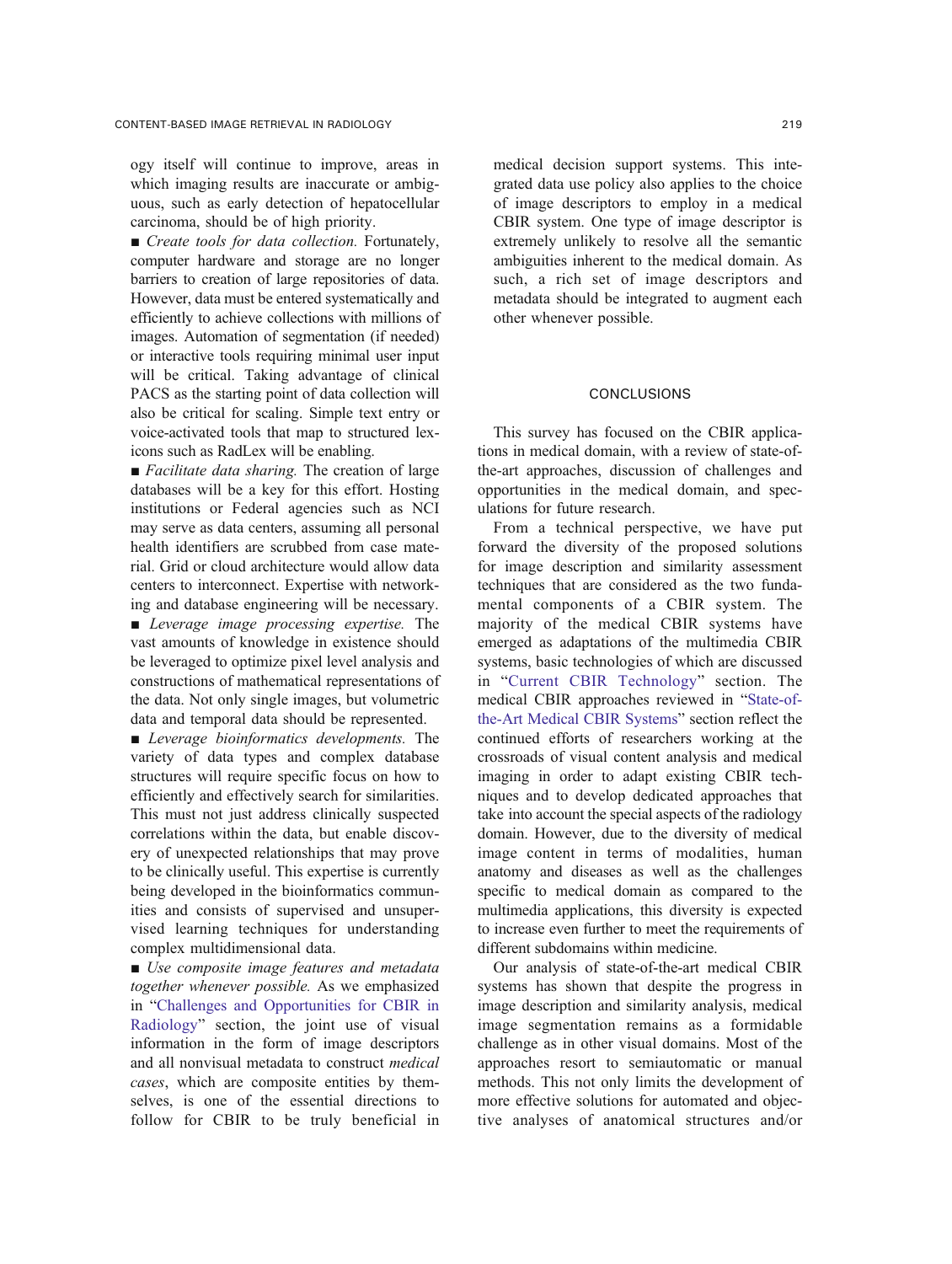ogy itself will continue to improve, areas in which imaging results are inaccurate or ambiguous, such as early detection of hepatocellular carcinoma, should be of high priority.

■ *Create tools for data collection.* Fortunately, computer hardware and storage are no longer barriers to creation of large repositories of data. However, data must be entered systematically and efficiently to achieve collections with millions of images. Automation of segmentation (if needed) or interactive tools requiring minimal user input will be critical. Taking advantage of clinical PACS as the starting point of data collection will also be critical for scaling. Simple text entry or voice-activated tools that map to structured lexicons such as RadLex will be enabling.

■ *Facilitate data sharing.* The creation of large databases will be a key for this effort. Hosting institutions or Federal agencies such as NCI may serve as data centers, assuming all personal health identifiers are scrubbed from case material. Grid or cloud architecture would allow data centers to interconnect. Expertise with networking and database engineering will be necessary.

■ *Leverage image processing expertise.* The vast amounts of knowledge in existence should be leveraged to optimize pixel level analysis and constructions of mathematical representations of the data. Not only single images, but volumetric data and temporal data should be represented.

■ *Leverage bioinformatics developments.* The variety of data types and complex database structures will require specific focus on how to efficiently and effectively search for similarities. This must not just address clinically suspected correlations within the data, but enable discovery of unexpected relationships that may prove to be clinically useful. This expertise is currently being developed in the bioinformatics communities and consists of supervised and unsupervised learning techniques for understanding complex multidimensional data.

■ *Use composite image features and metadata together whenever possible.* As we emphasized in "Challenges and Opportunities for CBIR in Radiology" section, the joint use of visual information in the form of image descriptors and all nonvisual metadata to construct *medical cases*, which are composite entities by themselves, is one of the essential directions to follow for CBIR to be truly beneficial in medical decision support systems. This integrated data use policy also applies to the choice of image descriptors to employ in a medical CBIR system. One type of image descriptor is extremely unlikely to resolve all the semantic ambiguities inherent to the medical domain. As such, a rich set of image descriptors and metadata should be integrated to augment each other whenever possible.

## CONCLUSIONS

This survey has focused on the CBIR applications in medical domain, with a review of state-of-the-art approaches, discussion of challenges and opportunities in the medical domain, and speculations for future research.

From a technical perspective, we have put forward the diversity of the proposed solutions for image description and similarity assessment techniques that are considered as the two fundamental components of a CBIR system. The majority of the medical CBIR systems have emerged as adaptations of the multimedia CBIR systems, basic technologies of which are discussed in "Current CBIR Technology" section. The medical CBIR approaches reviewed in "State-of-the-Art Medical CBIR Systems" section reflect the continued efforts of researchers working at the crossroads of visual content analysis and medical imaging in order to adapt existing CBIR techniques and to develop dedicated approaches that take into account the special aspects of the radiology domain. However, due to the diversity of medical image content in terms of modalities, human anatomy and diseases as well as the challenges specific to medical domain as compared to the multimedia applications, this diversity is expected to increase even further to meet the requirements of different subdomains within medicine.

Our analysis of state-of-the-art medical CBIR systems has shown that despite the progress in image description and similarity analysis, medical image segmentation remains as a formidable challenge as in other visual domains. Most of the approaches resort to semiautomatic or manual methods. This not only limits the development of more effective solutions for automated and objective analyses of anatomical structures and/or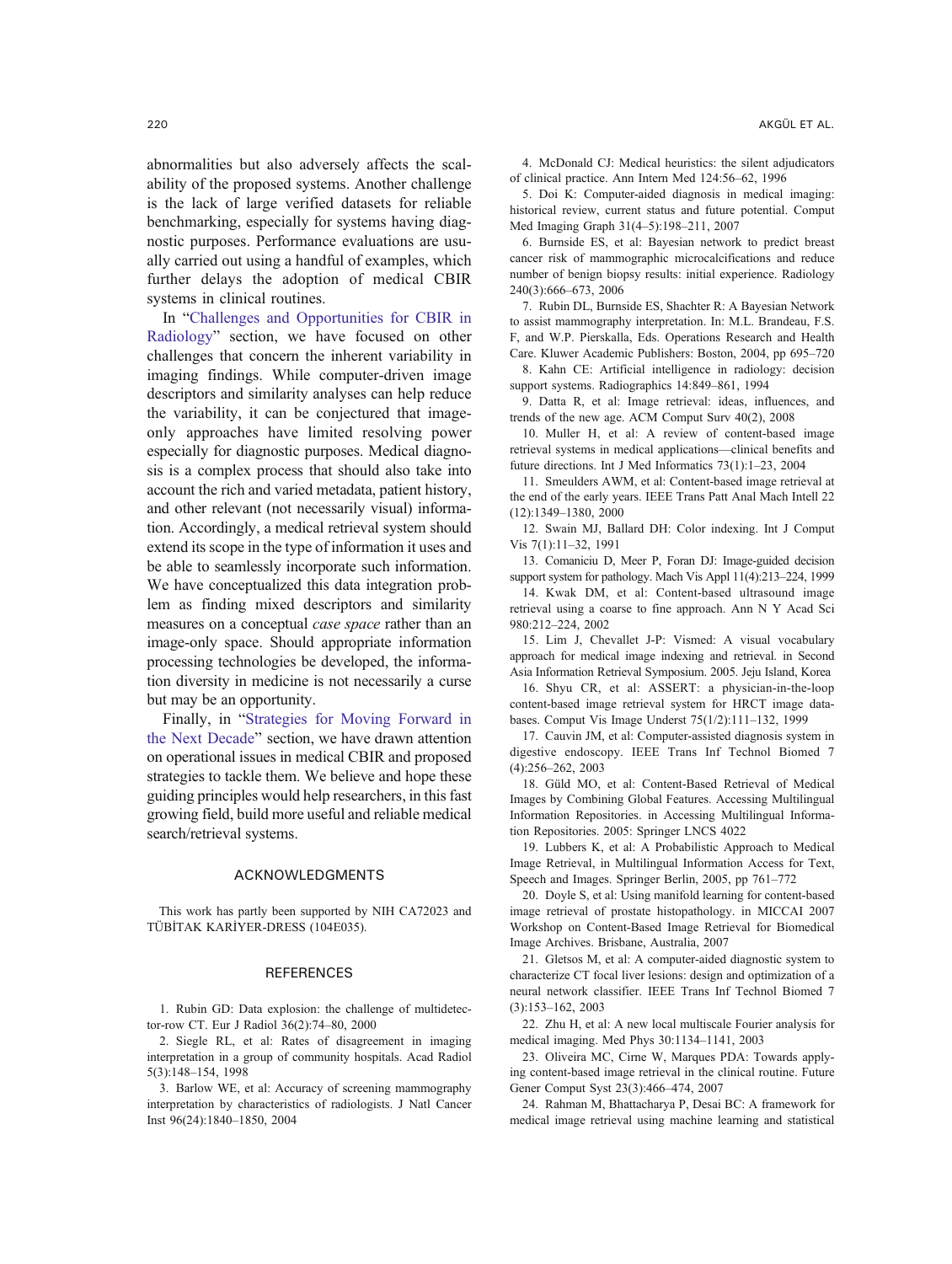abnormalities but also adversely affects the scalability of the proposed systems. Another challenge is the lack of large verified datasets for reliable benchmarking, especially for systems having diagnostic purposes. Performance evaluations are usually carried out using a handful of examples, which further delays the adoption of medical CBIR systems in clinical routines.

In "Challenges and Opportunities for CBIR in Radiology" section, we have focused on other challenges that concern the inherent variability in imaging findings. While computer-driven image descriptors and similarity analyses can help reduce the variability, it can be conjectured that image-only approaches have limited resolving power especially for diagnostic purposes. Medical diagnosis is a complex process that should also take into account the rich and varied metadata, patient history, and other relevant (not necessarily visual) information. Accordingly, a medical retrieval system should extend its scope in the type of information it uses and be able to seamlessly incorporate such information. We have conceptualized this data integration problem as finding mixed descriptors and similarity measures on a conceptual *case space* rather than an image-only space. Should appropriate information processing technologies be developed, the information diversity in medicine is not necessarily a curse but may be an opportunity.

Finally, in "Strategies for Moving Forward in the Next Decade" section, we have drawn attention on operational issues in medical CBIR and proposed strategies to tackle them. We believe and hope these guiding principles would help researchers, in this fast growing field, build more useful and reliable medical search/retrieval systems.

## ACKNOWLEDGMENTS

This work has partly been supported by NIH CA72023 and TÜBİTAK KARİYER-DRESS (104E035).

## REFERENCES

1. Rubin GD: Data explosion: the challenge of multidetector-row CT. Eur J Radiol 36(2):74–80, 2000

2. Siegle RL, et al: Rates of disagreement in imaging interpretation in a group of community hospitals. Acad Radiol 5(3):148–154, 1998

3. Barlow WE, et al: Accuracy of screening mammography interpretation by characteristics of radiologists. J Natl Cancer Inst 96(24):1840–1850, 2004

4. McDonald CJ: Medical heuristics: the silent adjudicators of clinical practice. Ann Intern Med 124:56–62, 1996

5. Doi K: Computer-aided diagnosis in medical imaging: historical review, current status and future potential. Comput Med Imaging Graph 31(4–5):198–211, 2007

6. Burnside ES, et al: Bayesian network to predict breast cancer risk of mammographic microcalcifications and reduce number of benign biopsy results: initial experience. Radiology 240(3):666–673, 2006

7. Rubin DL, Burnside ES, Shachter R: A Bayesian Network to assist mammography interpretation. In: M.L. Brandeau, F.S. F, and W.P. Pierskalla, Eds. Operations Research and Health Care. Kluwer Academic Publishers: Boston, 2004, pp 695–720

8. Kahn CE: Artificial intelligence in radiology: decision support systems. Radiographics 14:849–861, 1994

9. Datta R, et al: Image retrieval: ideas, influences, and trends of the new age. ACM Comput Surv 40(2), 2008

10. Muller H, et al: A review of content-based image retrieval systems in medical applications—clinical benefits and future directions. Int J Med Informatics 73(1):1–23, 2004

11. Smeulders AWM, et al: Content-based image retrieval at the end of the early years. IEEE Trans Patt Anal Mach Intell 22 (12):1349–1380, 2000

12. Swain MJ, Ballard DH: Color indexing. Int J Comput Vis 7(1):11–32, 1991

13. Comaniciu D, Meer P, Foran DJ: Image-guided decision support system for pathology. Mach Vis Appl 11(4):213–224, 1999

14. Kwak DM, et al: Content-based ultrasound image retrieval using a coarse to fine approach. Ann N Y Acad Sci 980:212–224, 2002

15. Lim J, Chevallet J-P: Vismed: A visual vocabulary approach for medical image indexing and retrieval. in Second Asia Information Retrieval Symposium. 2005. Jeju Island, Korea

16. Shyu CR, et al: ASSERT: a physician-in-the-loop content-based image retrieval system for HRCT image databases. Comput Vis Image Underst 75(1/2):111–132, 1999

17. Cauvin JM, et al: Computer-assisted diagnosis system in digestive endoscopy. IEEE Trans Inf Technol Biomed 7 (4):256–262, 2003

18. Güld MO, et al: Content-Based Retrieval of Medical Images by Combining Global Features. Accessing Multilingual Information Repositories. in Accessing Multilingual Information Repositories. 2005: Springer LNCS 4022

19. Lubbers K, et al: A Probabilistic Approach to Medical Image Retrieval, in Multilingual Information Access for Text, Speech and Images. Springer Berlin, 2005, pp 761–772

20. Doyle S, et al: Using manifold learning for content-based image retrieval of prostate histopathology. in MICCAI 2007 Workshop on Content-Based Image Retrieval for Biomedical Image Archives. Brisbane, Australia, 2007

21. Gletsos M, et al: A computer-aided diagnostic system to characterize CT focal liver lesions: design and optimization of a neural network classifier. IEEE Trans Inf Technol Biomed 7 (3):153–162, 2003

22. Zhu H, et al: A new local multiscale Fourier analysis for medical imaging. Med Phys 30:1134–1141, 2003

23. Oliveira MC, Cirne W, Marques PDA: Towards applying content-based image retrieval in the clinical routine. Future Gener Comput Syst 23(3):466–474, 2007

24. Rahman M, Bhattacharya P, Desai BC: A framework for medical image retrieval using machine learning and statistical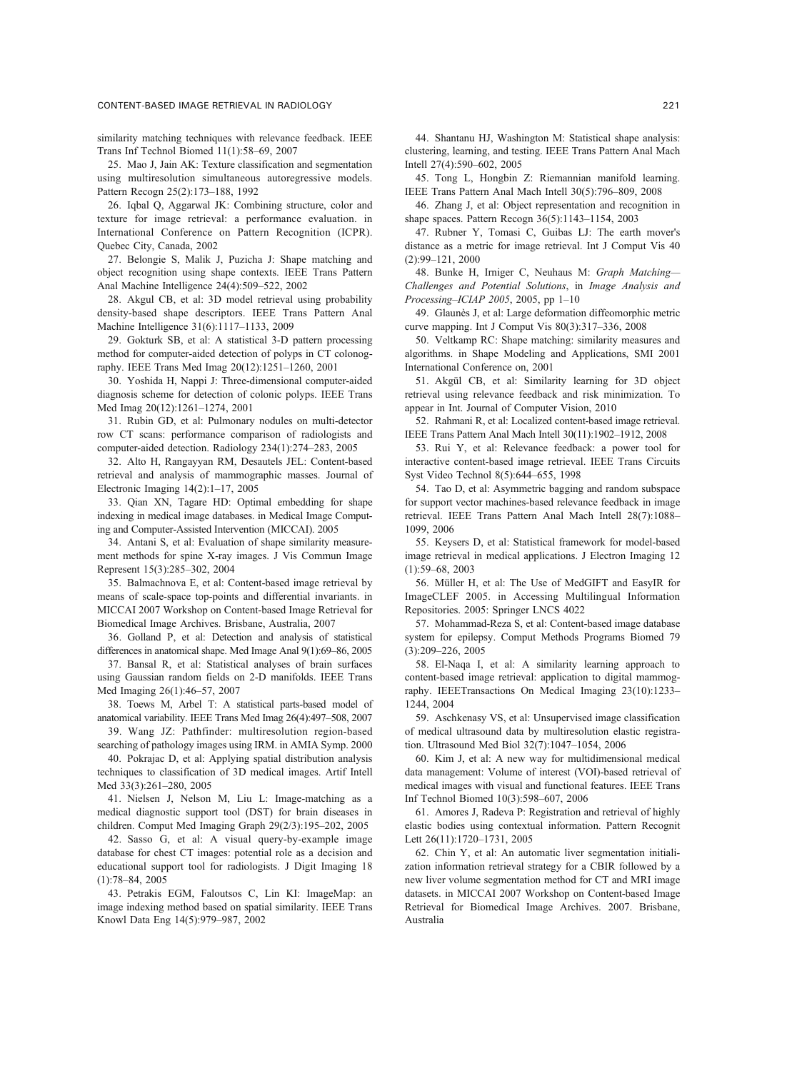similarity matching techniques with relevance feedback. IEEE Trans Inf Technol Biomed 11(1):58–69, 2007

25. Mao J, Jain AK: Texture classification and segmentation using multiresolution simultaneous autoregressive models. Pattern Recogn 25(2):173–188, 1992

26. Iqbal Q, Aggarwal JK: Combining structure, color and texture for image retrieval: a performance evaluation. in International Conference on Pattern Recognition (ICPR). Quebec City, Canada, 2002

27. Belongie S, Malik J, Puzicha J: Shape matching and object recognition using shape contexts. IEEE Trans Pattern Anal Machine Intelligence 24(4):509–522, 2002

28. Akgul CB, et al: 3D model retrieval using probability density-based shape descriptors. IEEE Trans Pattern Anal Machine Intelligence 31(6):1117–1133, 2009

29. Gokturk SB, et al: A statistical 3-D pattern processing method for computer-aided detection of polyps in CT colonography. IEEE Trans Med Imag 20(12):1251–1260, 2001

30. Yoshida H, Nappi J: Three-dimensional computer-aided diagnosis scheme for detection of colonic polyps. IEEE Trans Med Imag 20(12):1261–1274, 2001

31. Rubin GD, et al: Pulmonary nodules on multi-detector row CT scans: performance comparison of radiologists and computer-aided detection. Radiology 234(1):274–283, 2005

32. Alto H, Rangayyan RM, Desautels JEL: Content-based retrieval and analysis of mammographic masses. Journal of Electronic Imaging 14(2):1–17, 2005

33. Qian XN, Tagare HD: Optimal embedding for shape indexing in medical image databases. in Medical Image Computing and Computer-Assisted Intervention (MICCAI). 2005

34. Antani S, et al: Evaluation of shape similarity measurement methods for spine X-ray images. J Vis Commun Image Represent 15(3):285–302, 2004

35. Balmachnova E, et al: Content-based image retrieval by means of scale-space top-points and differential invariants. in MICCAI 2007 Workshop on Content-based Image Retrieval for Biomedical Image Archives. Brisbane, Australia, 2007

36. Golland P, et al: Detection and analysis of statistical differences in anatomical shape. Med Image Anal 9(1):69–86, 2005

37. Bansal R, et al: Statistical analyses of brain surfaces using Gaussian random fields on 2-D manifolds. IEEE Trans Med Imaging 26(1):46–57, 2007

38. Toews M, Arbel T: A statistical parts-based model of anatomical variability. IEEE Trans Med Imag 26(4):497–508, 2007

39. Wang JZ: Pathfinder: multiresolution region-based searching of pathology images using IRM. in AMIA Symp. 2000

40. Pokrajac D, et al: Applying spatial distribution analysis techniques to classification of 3D medical images. Artif Intell Med 33(3):261–280, 2005

41. Nielsen J, Nelson M, Liu L: Image-matching as a medical diagnostic support tool (DST) for brain diseases in children. Comput Med Imaging Graph 29(2/3):195–202, 2005

42. Sasso G, et al: A visual query-by-example image database for chest CT images: potential role as a decision and educational support tool for radiologists. J Digit Imaging 18 (1):78–84, 2005

43. Petrakis EGM, Faloutsos C, Lin KI: ImageMap: an image indexing method based on spatial similarity. IEEE Trans Knowl Data Eng 14(5):979–987, 2002

44. Shantanu HJ, Washington M: Statistical shape analysis: clustering, learning, and testing. IEEE Trans Pattern Anal Mach Intell 27(4):590–602, 2005

45. Tong L, Hongbin Z: Riemannian manifold learning. IEEE Trans Pattern Anal Mach Intell 30(5):796–809, 2008

46. Zhang J, et al: Object representation and recognition in shape spaces. Pattern Recogn 36(5):1143–1154, 2003

47. Rubner Y, Tomasi C, Guibas LJ: The earth mover's distance as a metric for image retrieval. Int J Comput Vis 40 (2):99–121, 2000

48. Bunke H, Irniger C, Neuhaus M: *Graph Matching—Challenges and Potential Solutions*, in *Image Analysis and Processing–ICIAP 2005*, 2005, pp 1–10

49. Glaunès J, et al: Large deformation diffeomorphic metric curve mapping. Int J Comput Vis 80(3):317–336, 2008

50. Veltkamp RC: Shape matching: similarity measures and algorithms. in Shape Modeling and Applications, SMI 2001 International Conference on, 2001

51. Akgül CB, et al: Similarity learning for 3D object retrieval using relevance feedback and risk minimization. To appear in Int. Journal of Computer Vision, 2010

52. Rahmani R, et al: Localized content-based image retrieval. IEEE Trans Pattern Anal Mach Intell 30(11):1902–1912, 2008

53. Rui Y, et al: Relevance feedback: a power tool for interactive content-based image retrieval. IEEE Trans Circuits Syst Video Technol 8(5):644–655, 1998

54. Tao D, et al: Asymmetric bagging and random subspace for support vector machines-based relevance feedback in image retrieval. IEEE Trans Pattern Anal Mach Intell 28(7):1088–1099, 2006

55. Keysers D, et al: Statistical framework for model-based image retrieval in medical applications. J Electron Imaging 12 (1):59–68, 2003

56. Müller H, et al: The Use of MedGIFT and EasyIR for ImageCLEF 2005. in Accessing Multilingual Information Repositories. 2005: Springer LNCS 4022

57. Mohammad-Reza S, et al: Content-based image database system for epilepsy. Comput Methods Programs Biomed 79 (3):209–226, 2005

58. El-Naqa I, et al: A similarity learning approach to content-based image retrieval: application to digital mammography. IEEETransactions On Medical Imaging 23(10):1233–1244, 2004

59. Aschkenasy VS, et al: Unsupervised image classification of medical ultrasound data by multiresolution elastic registration. Ultrasound Med Biol 32(7):1047–1054, 2006

60. Kim J, et al: A new way for multidimensional medical data management: Volume of interest (VOI)-based retrieval of medical images with visual and functional features. IEEE Trans Inf Technol Biomed 10(3):598–607, 2006

61. Amores J, Radeva P: Registration and retrieval of highly elastic bodies using contextual information. Pattern Recognit Lett 26(11):1720–1731, 2005

62. Chin Y, et al: An automatic liver segmentation initialization information retrieval strategy for a CBIR followed by a new liver volume segmentation method for CT and MRI image datasets. in MICCAI 2007 Workshop on Content-based Image Retrieval for Biomedical Image Archives. 2007. Brisbane, Australia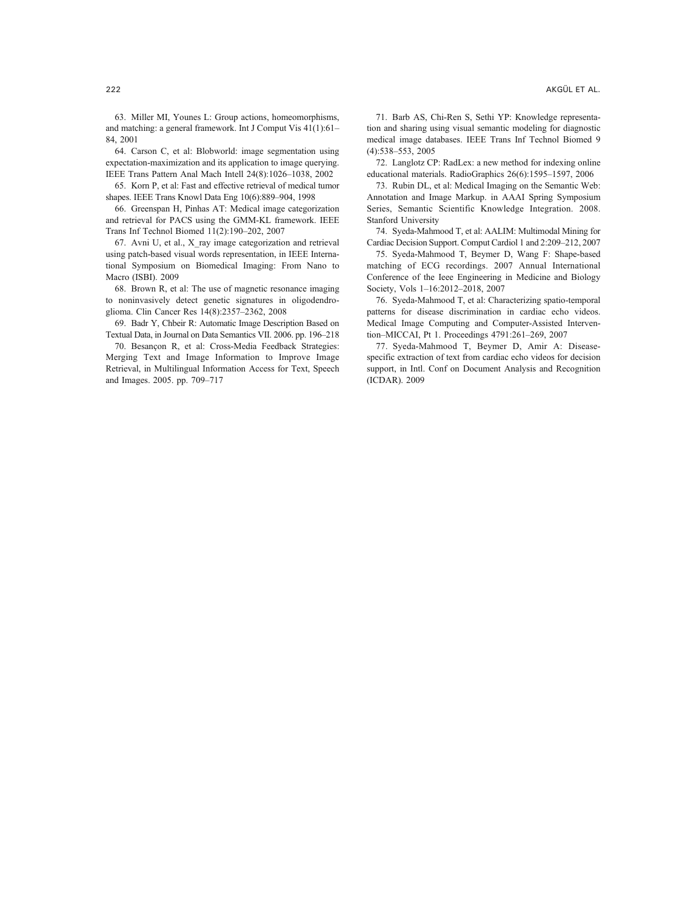63. Miller MI, Younes L: Group actions, homeomorphisms, and matching: a general framework. Int J Comput Vis 41(1):61–84, 2001

64. Carson C, et al: Blobworld: image segmentation using expectation-maximization and its application to image querying. IEEE Trans Pattern Anal Mach Intell 24(8):1026–1038, 2002

65. Korn P, et al: Fast and effective retrieval of medical tumor shapes. IEEE Trans Knowl Data Eng 10(6):889–904, 1998

66. Greenspan H, Pinhas AT: Medical image categorization and retrieval for PACS using the GMM-KL framework. IEEE Trans Inf Technol Biomed 11(2):190–202, 2007

67. Avni U, et al., X_ray image categorization and retrieval using patch-based visual words representation, in IEEE International Symposium on Biomedical Imaging: From Nano to Macro (ISBI). 2009

68. Brown R, et al: The use of magnetic resonance imaging to noninvasively detect genetic signatures in oligodendroglioma. Clin Cancer Res 14(8):2357–2362, 2008

69. Badr Y, Chbeir R: Automatic Image Description Based on Textual Data, in Journal on Data Semantics VII. 2006. pp. 196–218

70. Besançon R, et al: Cross-Media Feedback Strategies: Merging Text and Image Information to Improve Image Retrieval, in Multilingual Information Access for Text, Speech and Images. 2005. pp. 709–717

71. Barb AS, Chi-Ren S, Sethi YP: Knowledge representation and sharing using visual semantic modeling for diagnostic medical image databases. IEEE Trans Inf Technol Biomed 9 (4):538–553, 2005

72. Langlotz CP: RadLex: a new method for indexing online educational materials. RadioGraphics 26(6):1595–1597, 2006

73. Rubin DL, et al: Medical Imaging on the Semantic Web: Annotation and Image Markup. in AAAI Spring Symposium Series, Semantic Scientific Knowledge Integration. 2008. Stanford University

74. Syeda-Mahmood T, et al: AALIM: Multimodal Mining for Cardiac Decision Support. Comput Cardiol 1 and 2:209–212, 2007

75. Syeda-Mahmood T, Beymer D, Wang F: Shape-based matching of ECG recordings. 2007 Annual International Conference of the Ieee Engineering in Medicine and Biology Society, Vols 1–16:2012–2018, 2007

76. Syeda-Mahmood T, et al: Characterizing spatio-temporal patterns for disease discrimination in cardiac echo videos. Medical Image Computing and Computer-Assisted Intervention–MICCAI, Pt 1. Proceedings 4791:261–269, 2007

77. Syeda-Mahmood T, Beymer D, Amir A: Disease-specific extraction of text from cardiac echo videos for decision support, in Intl. Conf on Document Analysis and Recognition (ICDAR). 2009